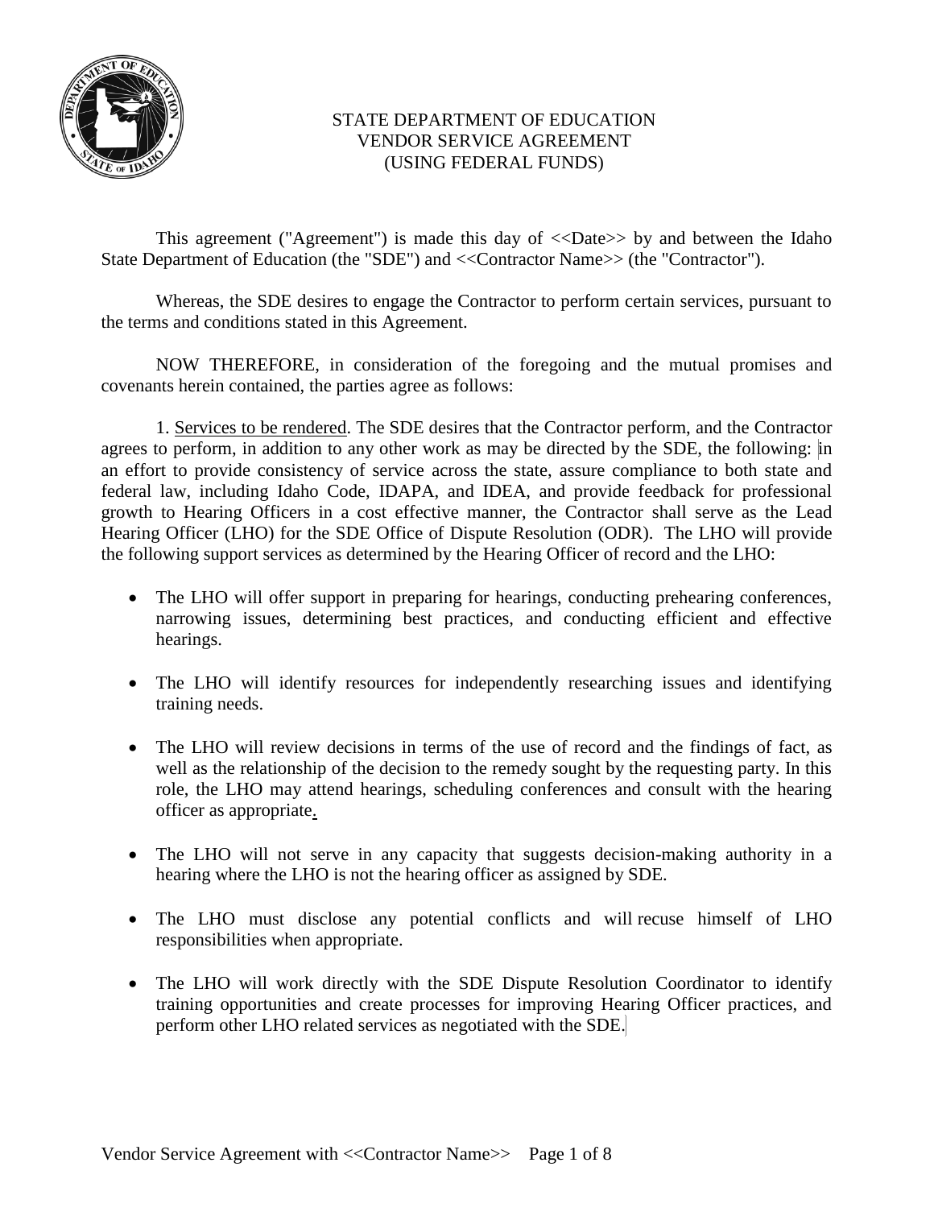# STATE DEPARTMENT OF EDUCATION
## VENDOR SERVICE AGREEMENT
## (USING FEDERAL FUNDS)

This agreement ("Agreement") is made this day of <<Date>> by and between the Idaho State Department of Education (the "SDE") and <<Contractor Name>> (the "Contractor").

Whereas, the SDE desires to engage the Contractor to perform certain services, pursuant to the terms and conditions stated in this Agreement.

NOW THEREFORE, in consideration of the foregoing and the mutual promises and covenants herein contained, the parties agree as follows:

1. Services to be rendered. The SDE desires that the Contractor perform, and the Contractor agrees to perform, in addition to any other work as may be directed by the SDE, the following: in an effort to provide consistency of service across the state, assure compliance to both state and federal law, including Idaho Code, IDAPA, and IDEA, and provide feedback for professional growth to Hearing Officers in a cost effective manner, the Contractor shall serve as the Lead Hearing Officer (LHO) for the SDE Office of Dispute Resolution (ODR). The LHO will provide the following support services as determined by the Hearing Officer of record and the LHO:

- The LHO will offer support in preparing for hearings, conducting prehearing conferences, narrowing issues, determining best practices, and conducting efficient and effective hearings.
- The LHO will identify resources for independently researching issues and identifying training needs.
- The LHO will review decisions in terms of the use of record and the findings of fact, as well as the relationship of the decision to the remedy sought by the requesting party. In this role, the LHO may attend hearings, scheduling conferences and consult with the hearing officer as appropriate.
- The LHO will not serve in any capacity that suggests decision-making authority in a hearing where the LHO is not the hearing officer as assigned by SDE.
- The LHO must disclose any potential conflicts and will recuse himself of LHO responsibilities when appropriate.
- The LHO will work directly with the SDE Dispute Resolution Coordinator to identify training opportunities and create processes for improving Hearing Officer practices, and perform other LHO related services as negotiated with the SDE.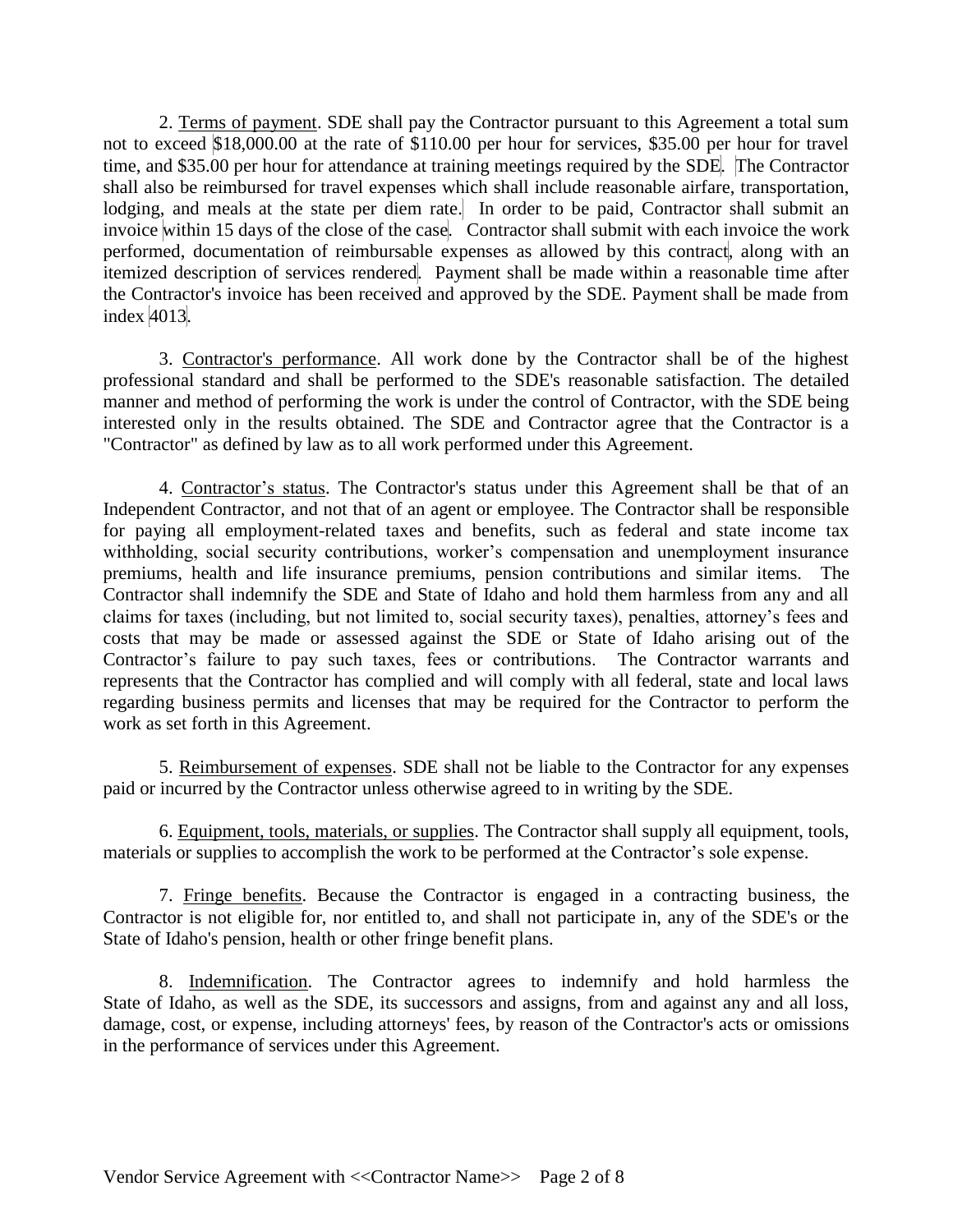2. Terms of payment. SDE shall pay the Contractor pursuant to this Agreement a total sum not to exceed $18,000.00 at the rate of $110.00 per hour for services, $35.00 per hour for travel time, and $35.00 per hour for attendance at training meetings required by the SDE. The Contractor shall also be reimbursed for travel expenses which shall include reasonable airfare, transportation, lodging, and meals at the state per diem rate. In order to be paid, Contractor shall submit an invoice within 15 days of the close of the case. Contractor shall submit with each invoice the work performed, documentation of reimbursable expenses as allowed by this contract, along with an itemized description of services rendered. Payment shall be made within a reasonable time after the Contractor's invoice has been received and approved by the SDE. Payment shall be made from index 4013.

3. Contractor's performance. All work done by the Contractor shall be of the highest professional standard and shall be performed to the SDE's reasonable satisfaction. The detailed manner and method of performing the work is under the control of Contractor, with the SDE being interested only in the results obtained. The SDE and Contractor agree that the Contractor is a "Contractor" as defined by law as to all work performed under this Agreement.

4. Contractor's status. The Contractor's status under this Agreement shall be that of an Independent Contractor, and not that of an agent or employee. The Contractor shall be responsible for paying all employment-related taxes and benefits, such as federal and state income tax withholding, social security contributions, worker's compensation and unemployment insurance premiums, health and life insurance premiums, pension contributions and similar items. The Contractor shall indemnify the SDE and State of Idaho and hold them harmless from any and all claims for taxes (including, but not limited to, social security taxes), penalties, attorney's fees and costs that may be made or assessed against the SDE or State of Idaho arising out of the Contractor's failure to pay such taxes, fees or contributions. The Contractor warrants and represents that the Contractor has complied and will comply with all federal, state and local laws regarding business permits and licenses that may be required for the Contractor to perform the work as set forth in this Agreement.

5. Reimbursement of expenses. SDE shall not be liable to the Contractor for any expenses paid or incurred by the Contractor unless otherwise agreed to in writing by the SDE.

6. Equipment, tools, materials, or supplies. The Contractor shall supply all equipment, tools, materials or supplies to accomplish the work to be performed at the Contractor's sole expense.

7. Fringe benefits. Because the Contractor is engaged in a contracting business, the Contractor is not eligible for, nor entitled to, and shall not participate in, any of the SDE's or the State of Idaho's pension, health or other fringe benefit plans.

8. Indemnification. The Contractor agrees to indemnify and hold harmless the State of Idaho, as well as the SDE, its successors and assigns, from and against any and all loss, damage, cost, or expense, including attorneys' fees, by reason of the Contractor's acts or omissions in the performance of services under this Agreement.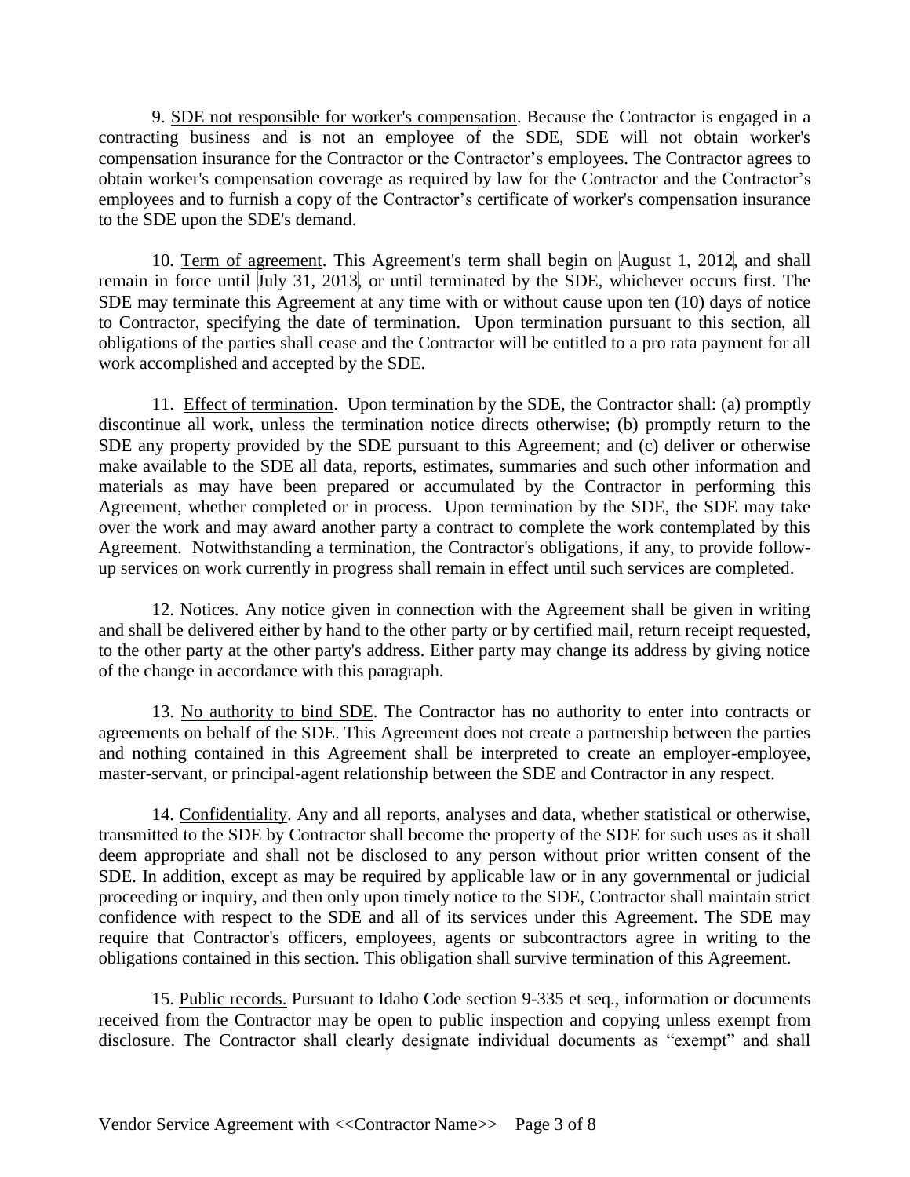9. <u>SDE not responsible for worker's compensation</u>. Because the Contractor is engaged in a contracting business and is not an employee of the SDE, SDE will not obtain worker's compensation insurance for the Contractor or the Contractor's employees. The Contractor agrees to obtain worker's compensation coverage as required by law for the Contractor and the Contractor's employees and to furnish a copy of the Contractor's certificate of worker's compensation insurance to the SDE upon the SDE's demand.

10. <u>Term of agreement</u>. This Agreement's term shall begin on August 1, 2012, and shall remain in force until July 31, 2013, or until terminated by the SDE, whichever occurs first. The SDE may terminate this Agreement at any time with or without cause upon ten (10) days of notice to Contractor, specifying the date of termination. Upon termination pursuant to this section, all obligations of the parties shall cease and the Contractor will be entitled to a pro rata payment for all work accomplished and accepted by the SDE.

11. <u>Effect of termination</u>. Upon termination by the SDE, the Contractor shall: (a) promptly discontinue all work, unless the termination notice directs otherwise; (b) promptly return to the SDE any property provided by the SDE pursuant to this Agreement; and (c) deliver or otherwise make available to the SDE all data, reports, estimates, summaries and such other information and materials as may have been prepared or accumulated by the Contractor in performing this Agreement, whether completed or in process. Upon termination by the SDE, the SDE may take over the work and may award another party a contract to complete the work contemplated by this Agreement. Notwithstanding a termination, the Contractor's obligations, if any, to provide follow-up services on work currently in progress shall remain in effect until such services are completed.

12. <u>Notices</u>. Any notice given in connection with the Agreement shall be given in writing and shall be delivered either by hand to the other party or by certified mail, return receipt requested, to the other party at the other party's address. Either party may change its address by giving notice of the change in accordance with this paragraph.

13. <u>No authority to bind SDE</u>. The Contractor has no authority to enter into contracts or agreements on behalf of the SDE. This Agreement does not create a partnership between the parties and nothing contained in this Agreement shall be interpreted to create an employer-employee, master-servant, or principal-agent relationship between the SDE and Contractor in any respect.

14. <u>Confidentiality</u>. Any and all reports, analyses and data, whether statistical or otherwise, transmitted to the SDE by Contractor shall become the property of the SDE for such uses as it shall deem appropriate and shall not be disclosed to any person without prior written consent of the SDE. In addition, except as may be required by applicable law or in any governmental or judicial proceeding or inquiry, and then only upon timely notice to the SDE, Contractor shall maintain strict confidence with respect to the SDE and all of its services under this Agreement. The SDE may require that Contractor's officers, employees, agents or subcontractors agree in writing to the obligations contained in this section. This obligation shall survive termination of this Agreement.

15. <u>Public records.</u> Pursuant to Idaho Code section 9-335 et seq., information or documents received from the Contractor may be open to public inspection and copying unless exempt from disclosure. The Contractor shall clearly designate individual documents as "exempt" and shall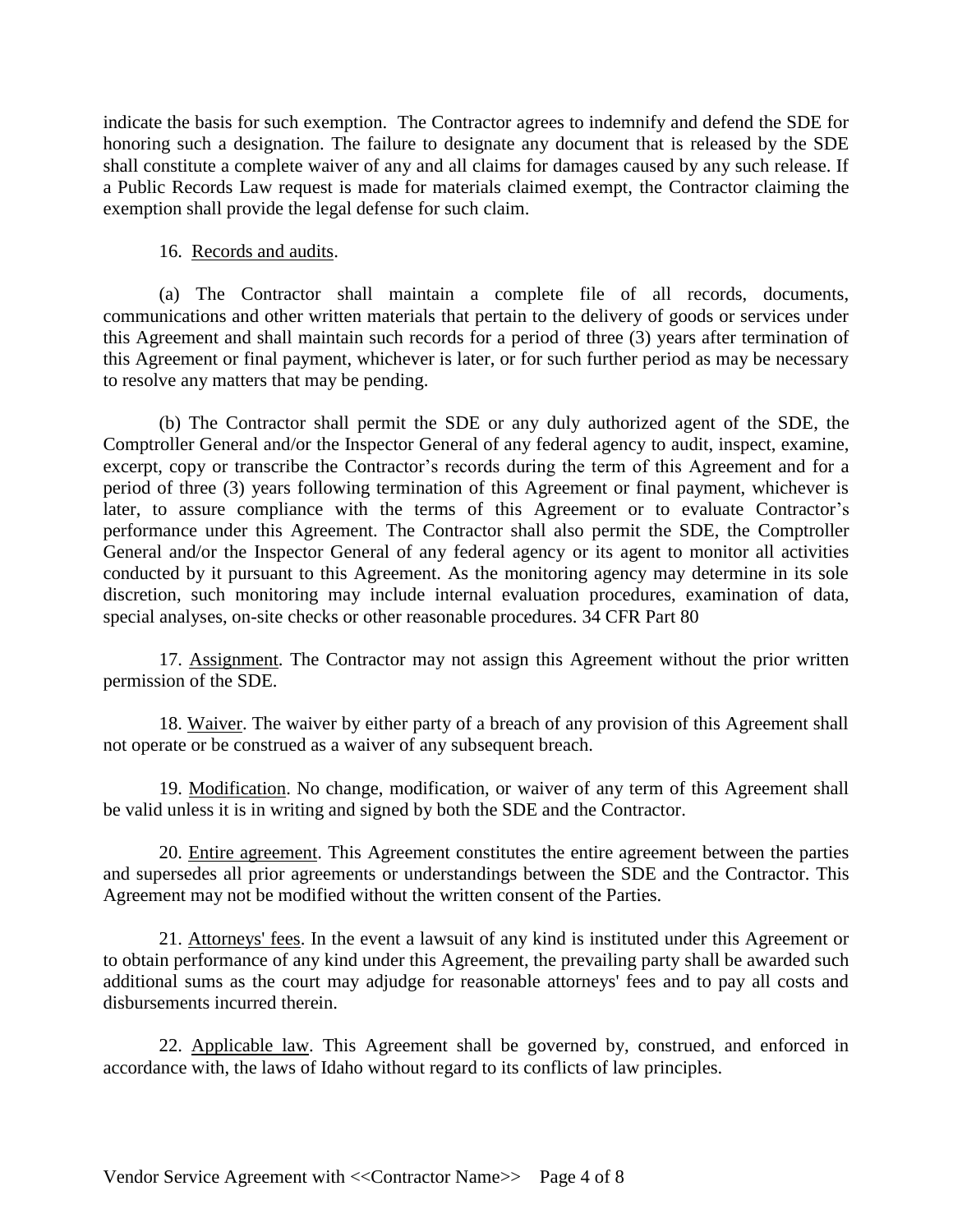indicate the basis for such exemption. The Contractor agrees to indemnify and defend the SDE for honoring such a designation. The failure to designate any document that is released by the SDE shall constitute a complete waiver of any and all claims for damages caused by any such release. If a Public Records Law request is made for materials claimed exempt, the Contractor claiming the exemption shall provide the legal defense for such claim.

16. Records and audits.

(a) The Contractor shall maintain a complete file of all records, documents, communications and other written materials that pertain to the delivery of goods or services under this Agreement and shall maintain such records for a period of three (3) years after termination of this Agreement or final payment, whichever is later, or for such further period as may be necessary to resolve any matters that may be pending.

(b) The Contractor shall permit the SDE or any duly authorized agent of the SDE, the Comptroller General and/or the Inspector General of any federal agency to audit, inspect, examine, excerpt, copy or transcribe the Contractor's records during the term of this Agreement and for a period of three (3) years following termination of this Agreement or final payment, whichever is later, to assure compliance with the terms of this Agreement or to evaluate Contractor's performance under this Agreement. The Contractor shall also permit the SDE, the Comptroller General and/or the Inspector General of any federal agency or its agent to monitor all activities conducted by it pursuant to this Agreement. As the monitoring agency may determine in its sole discretion, such monitoring may include internal evaluation procedures, examination of data, special analyses, on-site checks or other reasonable procedures. 34 CFR Part 80

17. Assignment. The Contractor may not assign this Agreement without the prior written permission of the SDE.

18. Waiver. The waiver by either party of a breach of any provision of this Agreement shall not operate or be construed as a waiver of any subsequent breach.

19. Modification. No change, modification, or waiver of any term of this Agreement shall be valid unless it is in writing and signed by both the SDE and the Contractor.

20. Entire agreement. This Agreement constitutes the entire agreement between the parties and supersedes all prior agreements or understandings between the SDE and the Contractor. This Agreement may not be modified without the written consent of the Parties.

21. Attorneys' fees. In the event a lawsuit of any kind is instituted under this Agreement or to obtain performance of any kind under this Agreement, the prevailing party shall be awarded such additional sums as the court may adjudge for reasonable attorneys' fees and to pay all costs and disbursements incurred therein.

22. Applicable law. This Agreement shall be governed by, construed, and enforced in accordance with, the laws of Idaho without regard to its conflicts of law principles.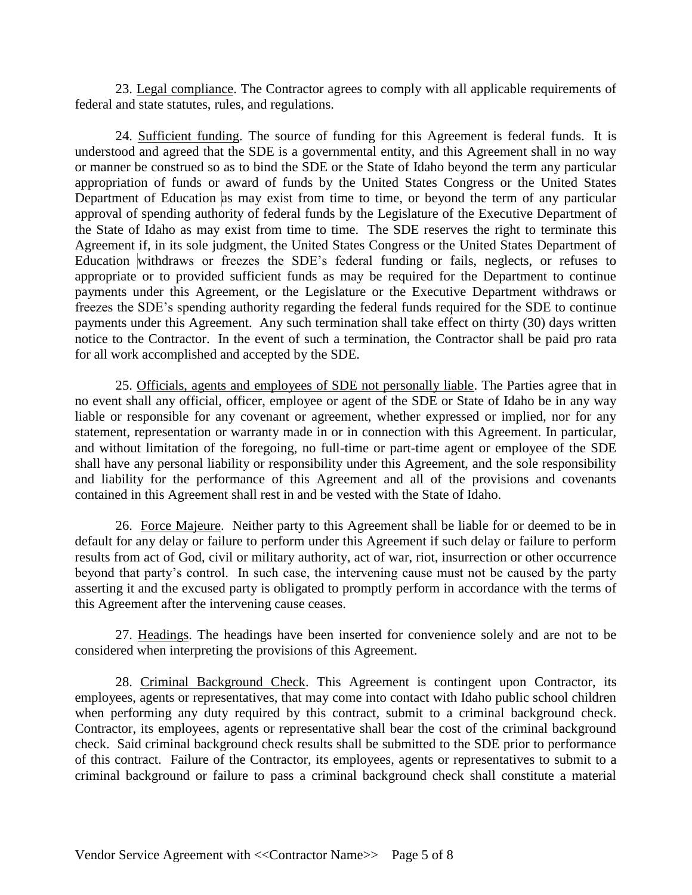23. Legal compliance. The Contractor agrees to comply with all applicable requirements of federal and state statutes, rules, and regulations.

24. Sufficient funding. The source of funding for this Agreement is federal funds. It is understood and agreed that the SDE is a governmental entity, and this Agreement shall in no way or manner be construed so as to bind the SDE or the State of Idaho beyond the term any particular appropriation of funds or award of funds by the United States Congress or the United States Department of Education as may exist from time to time, or beyond the term of any particular approval of spending authority of federal funds by the Legislature of the Executive Department of the State of Idaho as may exist from time to time. The SDE reserves the right to terminate this Agreement if, in its sole judgment, the United States Congress or the United States Department of Education withdraws or freezes the SDE's federal funding or fails, neglects, or refuses to appropriate or to provided sufficient funds as may be required for the Department to continue payments under this Agreement, or the Legislature or the Executive Department withdraws or freezes the SDE's spending authority regarding the federal funds required for the SDE to continue payments under this Agreement. Any such termination shall take effect on thirty (30) days written notice to the Contractor. In the event of such a termination, the Contractor shall be paid pro rata for all work accomplished and accepted by the SDE.

25. Officials, agents and employees of SDE not personally liable. The Parties agree that in no event shall any official, officer, employee or agent of the SDE or State of Idaho be in any way liable or responsible for any covenant or agreement, whether expressed or implied, nor for any statement, representation or warranty made in or in connection with this Agreement. In particular, and without limitation of the foregoing, no full-time or part-time agent or employee of the SDE shall have any personal liability or responsibility under this Agreement, and the sole responsibility and liability for the performance of this Agreement and all of the provisions and covenants contained in this Agreement shall rest in and be vested with the State of Idaho.

26. Force Majeure. Neither party to this Agreement shall be liable for or deemed to be in default for any delay or failure to perform under this Agreement if such delay or failure to perform results from act of God, civil or military authority, act of war, riot, insurrection or other occurrence beyond that party's control. In such case, the intervening cause must not be caused by the party asserting it and the excused party is obligated to promptly perform in accordance with the terms of this Agreement after the intervening cause ceases.

27. Headings. The headings have been inserted for convenience solely and are not to be considered when interpreting the provisions of this Agreement.

28. Criminal Background Check. This Agreement is contingent upon Contractor, its employees, agents or representatives, that may come into contact with Idaho public school children when performing any duty required by this contract, submit to a criminal background check. Contractor, its employees, agents or representative shall bear the cost of the criminal background check. Said criminal background check results shall be submitted to the SDE prior to performance of this contract. Failure of the Contractor, its employees, agents or representatives to submit to a criminal background or failure to pass a criminal background check shall constitute a material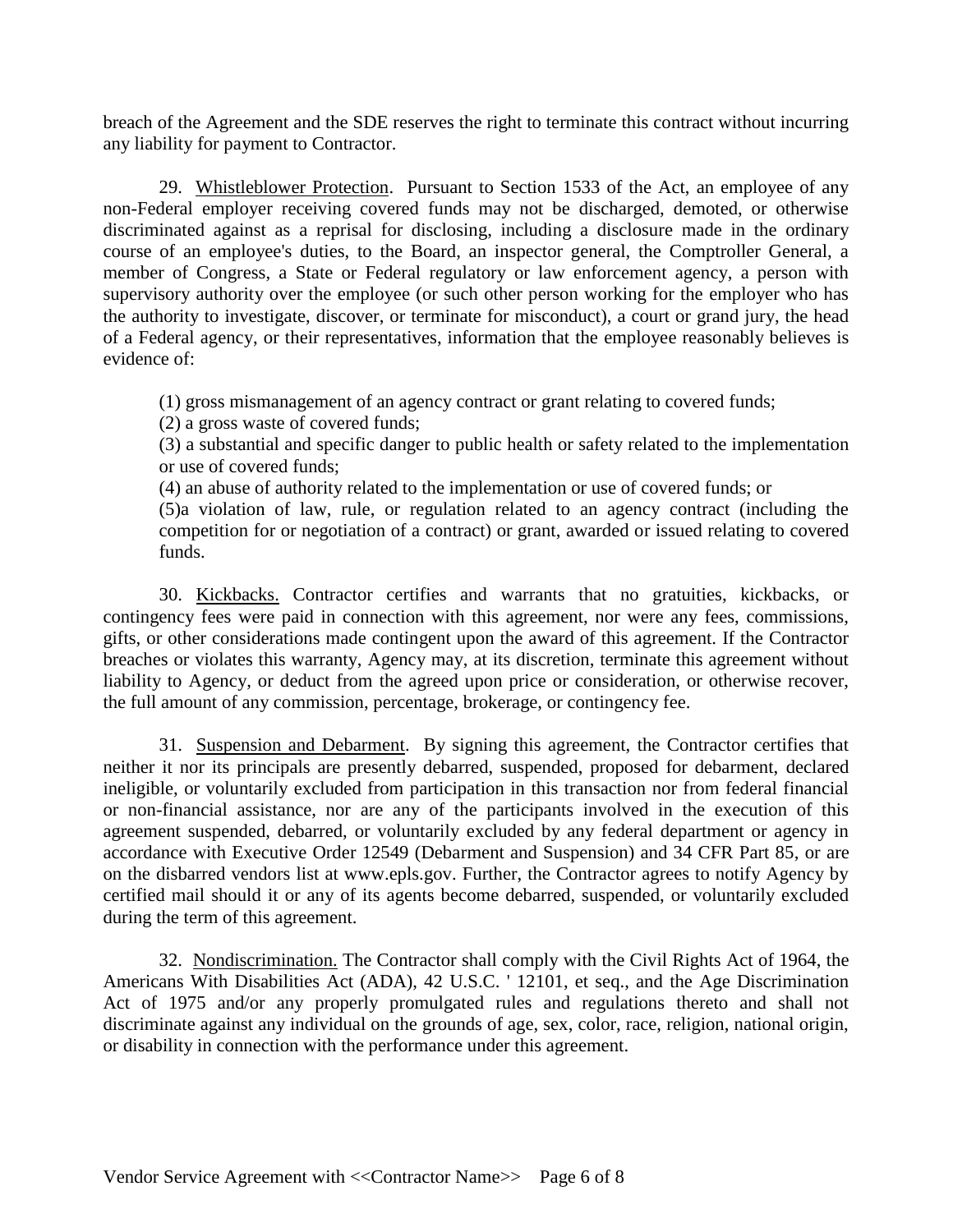breach of the Agreement and the SDE reserves the right to terminate this contract without incurring any liability for payment to Contractor.

29. Whistleblower Protection. Pursuant to Section 1533 of the Act, an employee of any non-Federal employer receiving covered funds may not be discharged, demoted, or otherwise discriminated against as a reprisal for disclosing, including a disclosure made in the ordinary course of an employee's duties, to the Board, an inspector general, the Comptroller General, a member of Congress, a State or Federal regulatory or law enforcement agency, a person with supervisory authority over the employee (or such other person working for the employer who has the authority to investigate, discover, or terminate for misconduct), a court or grand jury, the head of a Federal agency, or their representatives, information that the employee reasonably believes is evidence of:

(1) gross mismanagement of an agency contract or grant relating to covered funds;
(2) a gross waste of covered funds;
(3) a substantial and specific danger to public health or safety related to the implementation or use of covered funds;
(4) an abuse of authority related to the implementation or use of covered funds; or
(5)a violation of law, rule, or regulation related to an agency contract (including the competition for or negotiation of a contract) or grant, awarded or issued relating to covered funds.

30. Kickbacks. Contractor certifies and warrants that no gratuities, kickbacks, or contingency fees were paid in connection with this agreement, nor were any fees, commissions, gifts, or other considerations made contingent upon the award of this agreement. If the Contractor breaches or violates this warranty, Agency may, at its discretion, terminate this agreement without liability to Agency, or deduct from the agreed upon price or consideration, or otherwise recover, the full amount of any commission, percentage, brokerage, or contingency fee.

31. Suspension and Debarment. By signing this agreement, the Contractor certifies that neither it nor its principals are presently debarred, suspended, proposed for debarment, declared ineligible, or voluntarily excluded from participation in this transaction nor from federal financial or non-financial assistance, nor are any of the participants involved in the execution of this agreement suspended, debarred, or voluntarily excluded by any federal department or agency in accordance with Executive Order 12549 (Debarment and Suspension) and 34 CFR Part 85, or are on the disbarred vendors list at www.epls.gov. Further, the Contractor agrees to notify Agency by certified mail should it or any of its agents become debarred, suspended, or voluntarily excluded during the term of this agreement.

32. Nondiscrimination. The Contractor shall comply with the Civil Rights Act of 1964, the Americans With Disabilities Act (ADA), 42 U.S.C. ' 12101, et seq., and the Age Discrimination Act of 1975 and/or any properly promulgated rules and regulations thereto and shall not discriminate against any individual on the grounds of age, sex, color, race, religion, national origin, or disability in connection with the performance under this agreement.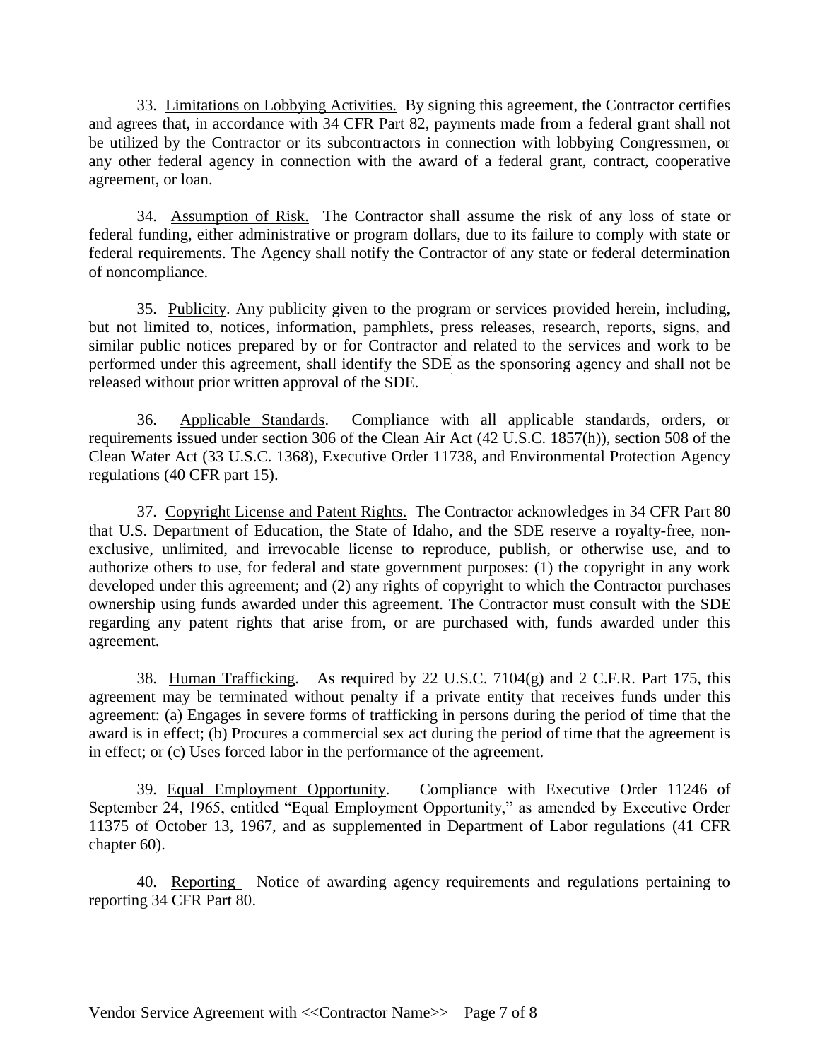33. Limitations on Lobbying Activities. By signing this agreement, the Contractor certifies and agrees that, in accordance with 34 CFR Part 82, payments made from a federal grant shall not be utilized by the Contractor or its subcontractors in connection with lobbying Congressmen, or any other federal agency in connection with the award of a federal grant, contract, cooperative agreement, or loan.

34. Assumption of Risk. The Contractor shall assume the risk of any loss of state or federal funding, either administrative or program dollars, due to its failure to comply with state or federal requirements. The Agency shall notify the Contractor of any state or federal determination of noncompliance.

35. Publicity. Any publicity given to the program or services provided herein, including, but not limited to, notices, information, pamphlets, press releases, research, reports, signs, and similar public notices prepared by or for Contractor and related to the services and work to be performed under this agreement, shall identify the SDE as the sponsoring agency and shall not be released without prior written approval of the SDE.

36. Applicable Standards. Compliance with all applicable standards, orders, or requirements issued under section 306 of the Clean Air Act (42 U.S.C. 1857(h)), section 508 of the Clean Water Act (33 U.S.C. 1368), Executive Order 11738, and Environmental Protection Agency regulations (40 CFR part 15).

37. Copyright License and Patent Rights. The Contractor acknowledges in 34 CFR Part 80 that U.S. Department of Education, the State of Idaho, and the SDE reserve a royalty-free, non-exclusive, unlimited, and irrevocable license to reproduce, publish, or otherwise use, and to authorize others to use, for federal and state government purposes: (1) the copyright in any work developed under this agreement; and (2) any rights of copyright to which the Contractor purchases ownership using funds awarded under this agreement. The Contractor must consult with the SDE regarding any patent rights that arise from, or are purchased with, funds awarded under this agreement.

38. Human Trafficking. As required by 22 U.S.C. 7104(g) and 2 C.F.R. Part 175, this agreement may be terminated without penalty if a private entity that receives funds under this agreement: (a) Engages in severe forms of trafficking in persons during the period of time that the award is in effect; (b) Procures a commercial sex act during the period of time that the agreement is in effect; or (c) Uses forced labor in the performance of the agreement.

39. Equal Employment Opportunity. Compliance with Executive Order 11246 of September 24, 1965, entitled "Equal Employment Opportunity," as amended by Executive Order 11375 of October 13, 1967, and as supplemented in Department of Labor regulations (41 CFR chapter 60).

40. Reporting Notice of awarding agency requirements and regulations pertaining to reporting 34 CFR Part 80.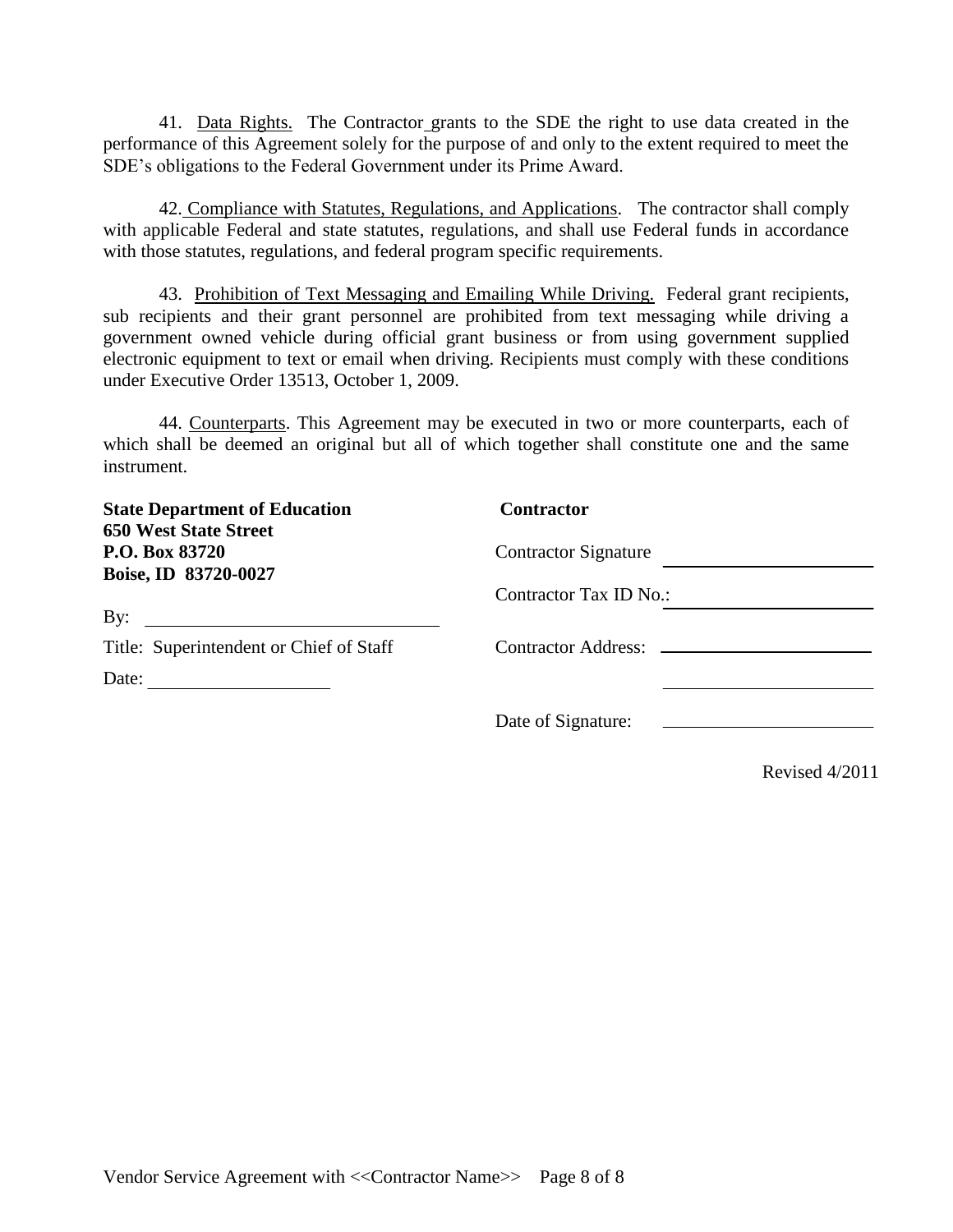41. Data Rights. The Contractor grants to the SDE the right to use data created in the performance of this Agreement solely for the purpose of and only to the extent required to meet the SDE's obligations to the Federal Government under its Prime Award.

42. Compliance with Statutes, Regulations, and Applications. The contractor shall comply with applicable Federal and state statutes, regulations, and shall use Federal funds in accordance with those statutes, regulations, and federal program specific requirements.

43. Prohibition of Text Messaging and Emailing While Driving. Federal grant recipients, sub recipients and their grant personnel are prohibited from text messaging while driving a government owned vehicle during official grant business or from using government supplied electronic equipment to text or email when driving. Recipients must comply with these conditions under Executive Order 13513, October 1, 2009.

44. Counterparts. This Agreement may be executed in two or more counterparts, each of which shall be deemed an original but all of which together shall constitute one and the same instrument.

**State Department of Education**
**650 West State Street**
**P.O. Box 83720**
**Boise, ID 83720-0027**

By: ______________________________

Title: Superintendent or Chief of Staff

Date: ____________________

**Contractor**

Contractor Signature ______________________

Contractor Tax ID No.: ______________________

Contractor Address: ______________________

______________________

Date of Signature: ______________________

Revised 4/2011